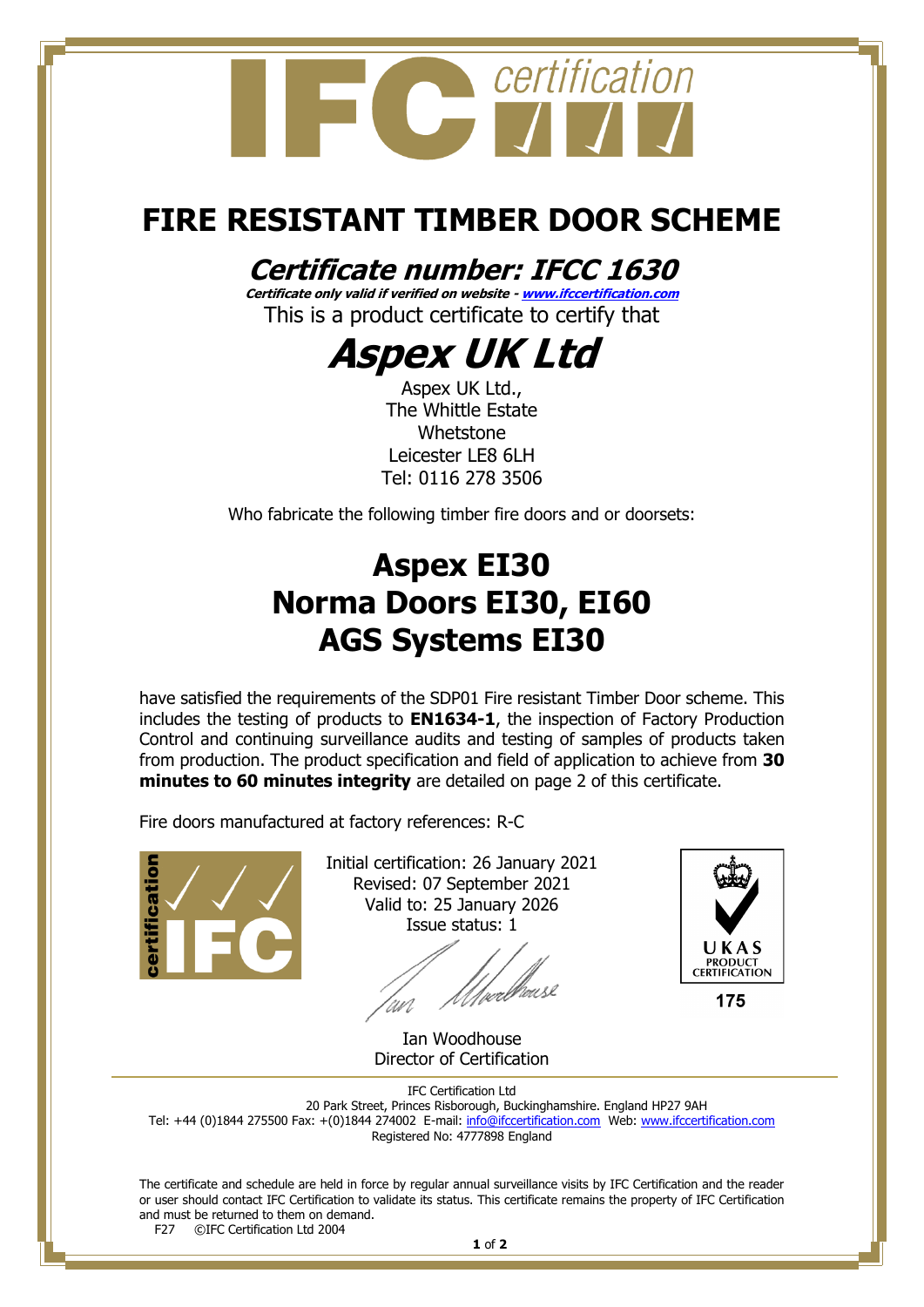# FIRE RESISTANT TIMBER DOOR SCHEME

## *Certificate number: IFCC 1630*

***Certificate only valid if verified on website - [www.ifccertification.com](http://www.ifccertification.com)***

This is a product certificate to certify that

# *Aspex UK Ltd*

Aspex UK Ltd.,
The Whittle Estate
Whetstone
Leicester LE8 6LH
Tel: 0116 278 3506

Who fabricate the following timber fire doors and or doorsets:

## Aspex EI30
## Norma Doors EI30, EI60
## AGS Systems EI30

have satisfied the requirements of the SDP01 Fire resistant Timber Door scheme. This includes the testing of products to **EN1634-1**, the inspection of Factory Production Control and continuing surveillance audits and testing of samples of products taken from production. The product specification and field of application to achieve from **30 minutes to 60 minutes integrity** are detailed on page 2 of this certificate.

Fire doors manufactured at factory references: R-C

Initial certification: 26 January 2021
Revised: 07 September 2021
Valid to: 25 January 2026
Issue status: 1

Ian Woodhouse
Director of Certification

UKAS PRODUCT CERTIFICATION
175

IFC Certification Ltd
20 Park Street, Princes Risborough, Buckinghamshire. England HP27 9AH
Tel: +44 (0)1844 275500 Fax: +(0)1844 274002 E-mail: [info@ifccertification.com](mailto:info@ifccertification.com) Web: [www.ifccertification.com](http://www.ifccertification.com)
Registered No: 4777898 England

The certificate and schedule are held in force by regular annual surveillance visits by IFC Certification and the reader or user should contact IFC Certification to validate its status. This certificate remains the property of IFC Certification and must be returned to them on demand.

F27 ©IFC Certification Ltd 2004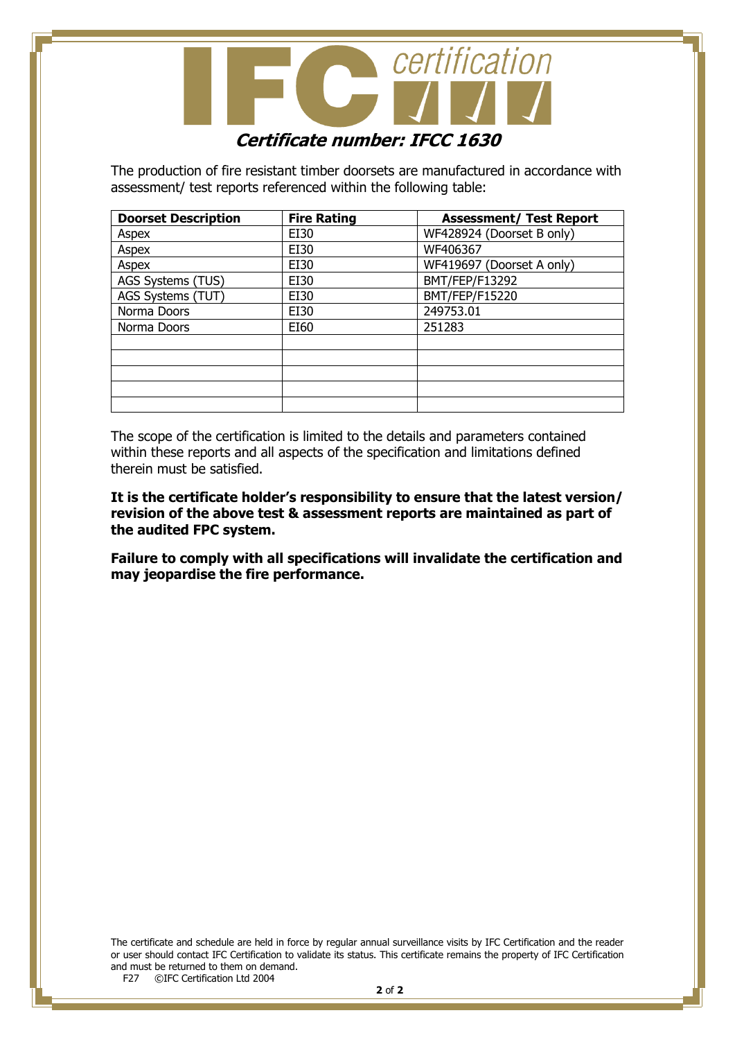**IFC certification**

***Certificate number: IFCC 1630***

The production of fire resistant timber doorsets are manufactured in accordance with assessment/ test reports referenced within the following table:

| Doorset Description | Fire Rating | Assessment/ Test Report |
|---|---|---|
| Aspex | EI30 | WF428924 (Doorset B only) |
| Aspex | EI30 | WF406367 |
| Aspex | EI30 | WF419697 (Doorset A only) |
| AGS Systems (TUS) | EI30 | BMT/FEP/F13292 |
| AGS Systems (TUT) | EI30 | BMT/FEP/F15220 |
| Norma Doors | EI30 | 249753.01 |
| Norma Doors | EI60 | 251283 |
| | | |
| | | |
| | | |
| | | |
| | | |

The scope of the certification is limited to the details and parameters contained within these reports and all aspects of the specification and limitations defined therein must be satisfied.

**It is the certificate holder's responsibility to ensure that the latest version/ revision of the above test & assessment reports are maintained as part of the audited FPC system.**

**Failure to comply with all specifications will invalidate the certification and may jeopardise the fire performance.**

The certificate and schedule are held in force by regular annual surveillance visits by IFC Certification and the reader or user should contact IFC Certification to validate its status. This certificate remains the property of IFC Certification and must be returned to them on demand.

F27 ©IFC Certification Ltd 2004